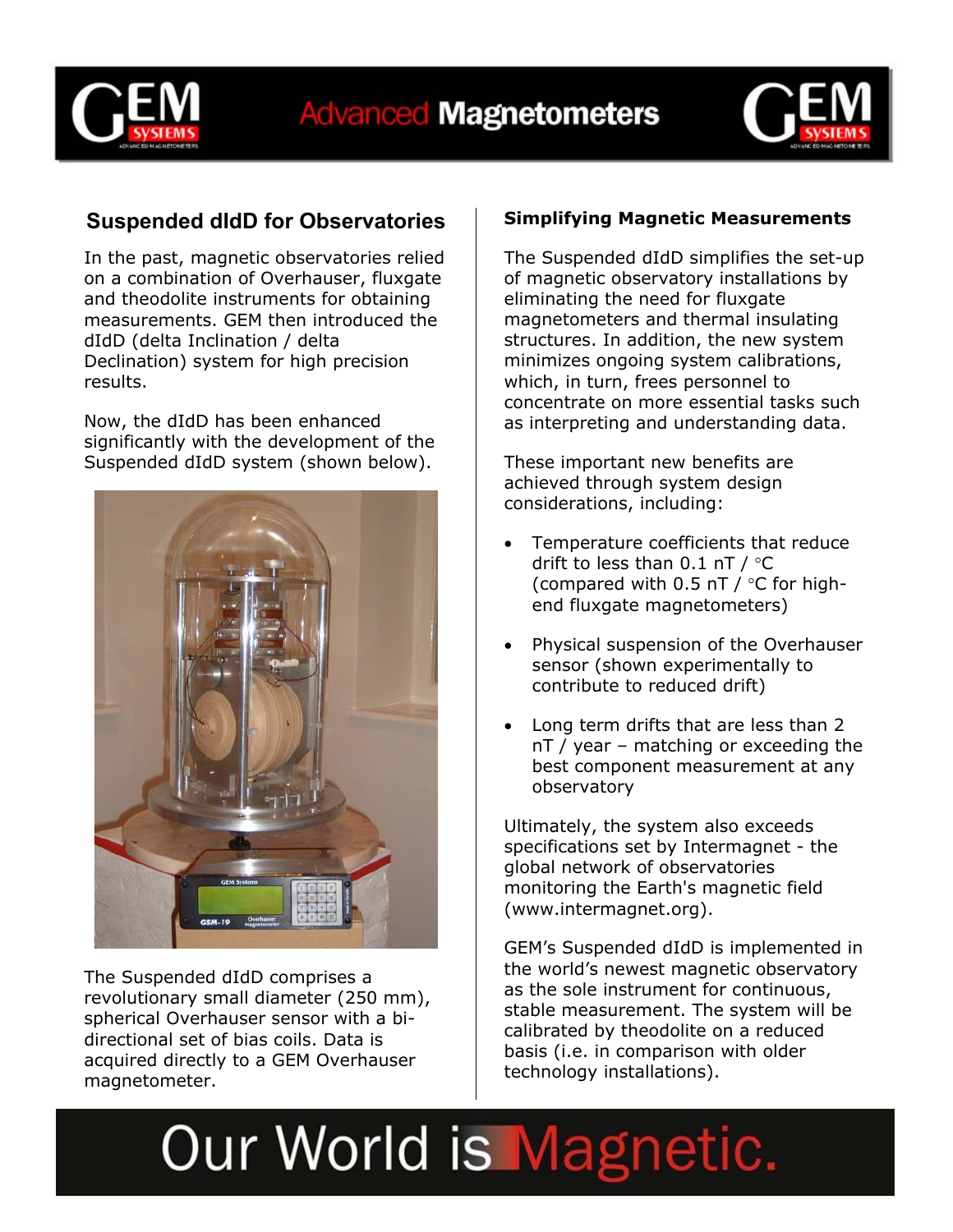## Suspended dIdD for Observatories

In the past, magnetic observatories relied on a combination of Overhauser, fluxgate and theodolite instruments for obtaining measurements. GEM then introduced the dIdD (delta Inclination / delta Declination) system for high precision results.

Now, the dIdD has been enhanced significantly with the development of the Suspended dIdD system (shown below).

The Suspended dIdD comprises a revolutionary small diameter (250 mm), spherical Overhauser sensor with a bi-directional set of bias coils. Data is acquired directly to a GEM Overhauser magnetometer.

### Simplifying Magnetic Measurements

The Suspended dIdD simplifies the set-up of magnetic observatory installations by eliminating the need for fluxgate magnetometers and thermal insulating structures. In addition, the new system minimizes ongoing system calibrations, which, in turn, frees personnel to concentrate on more essential tasks such as interpreting and understanding data.

These important new benefits are achieved through system design considerations, including:

- Temperature coefficients that reduce drift to less than 0.1 nT / °C (compared with 0.5 nT / °C for high-end fluxgate magnetometers)
- Physical suspension of the Overhauser sensor (shown experimentally to contribute to reduced drift)
- Long term drifts that are less than 2 nT / year – matching or exceeding the best component measurement at any observatory

Ultimately, the system also exceeds specifications set by Intermagnet - the global network of observatories monitoring the Earth's magnetic field (www.intermagnet.org).

GEM's Suspended dIdD is implemented in the world's newest magnetic observatory as the sole instrument for continuous, stable measurement. The system will be calibrated by theodolite on a reduced basis (i.e. in comparison with older technology installations).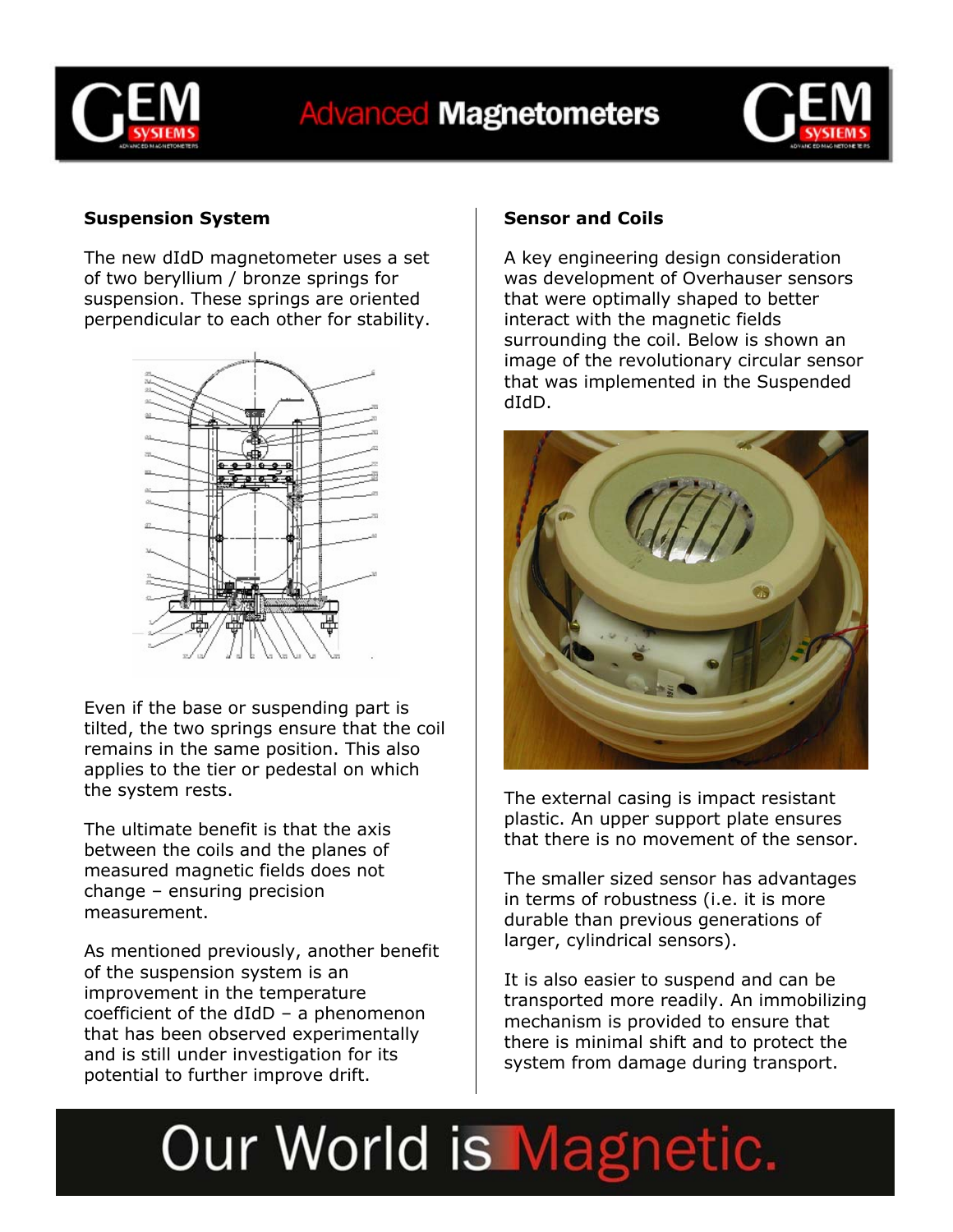## Suspension System

The new dIdD magnetometer uses a set of two beryllium / bronze springs for suspension. These springs are oriented perpendicular to each other for stability.

Even if the base or suspending part is tilted, the two springs ensure that the coil remains in the same position. This also applies to the tier or pedestal on which the system rests.

The ultimate benefit is that the axis between the coils and the planes of measured magnetic fields does not change – ensuring precision measurement.

As mentioned previously, another benefit of the suspension system is an improvement in the temperature coefficient of the dIdD – a phenomenon that has been observed experimentally and is still under investigation for its potential to further improve drift.

## Sensor and Coils

A key engineering design consideration was development of Overhauser sensors that were optimally shaped to better interact with the magnetic fields surrounding the coil. Below is shown an image of the revolutionary circular sensor that was implemented in the Suspended dIdD.

The external casing is impact resistant plastic. An upper support plate ensures that there is no movement of the sensor.

The smaller sized sensor has advantages in terms of robustness (i.e. it is more durable than previous generations of larger, cylindrical sensors).

It is also easier to suspend and can be transported more readily. An immobilizing mechanism is provided to ensure that there is minimal shift and to protect the system from damage during transport.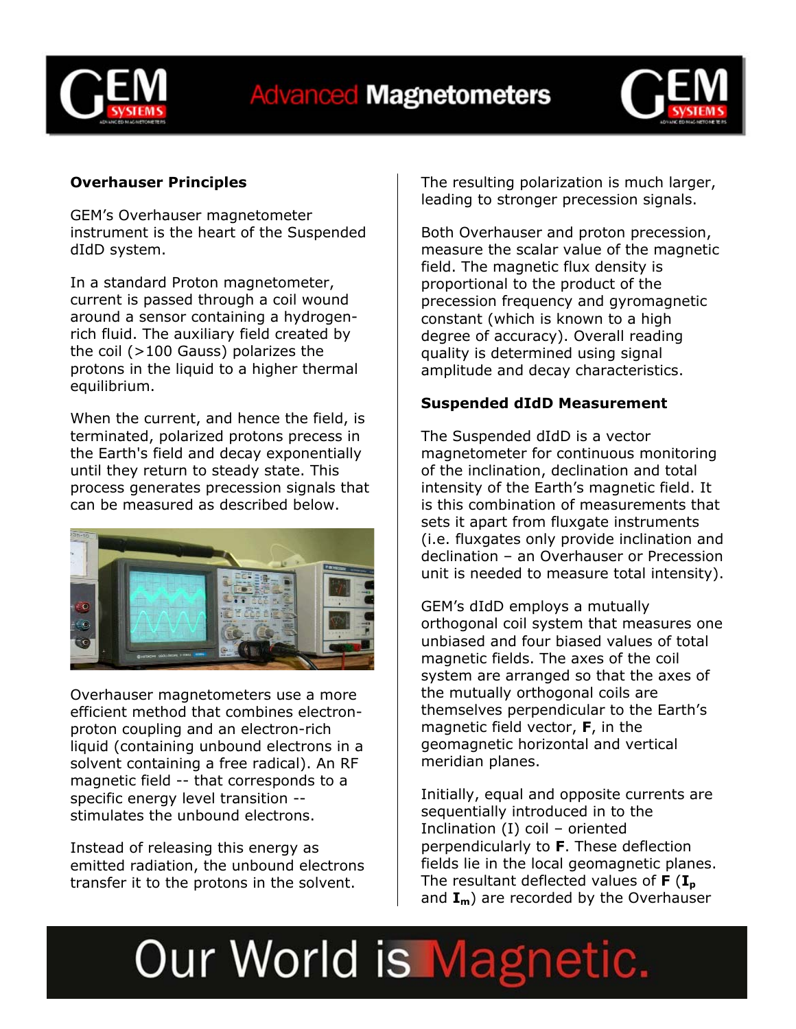## Overhauser Principles

GEM's Overhauser magnetometer instrument is the heart of the Suspended dIdD system.

In a standard Proton magnetometer, current is passed through a coil wound around a sensor containing a hydrogen-rich fluid. The auxiliary field created by the coil (>100 Gauss) polarizes the protons in the liquid to a higher thermal equilibrium.

When the current, and hence the field, is terminated, polarized protons precess in the Earth's field and decay exponentially until they return to steady state. This process generates precession signals that can be measured as described below.

Overhauser magnetometers use a more efficient method that combines electron-proton coupling and an electron-rich liquid (containing unbound electrons in a solvent containing a free radical). An RF magnetic field -- that corresponds to a specific energy level transition -- stimulates the unbound electrons.

Instead of releasing this energy as emitted radiation, the unbound electrons transfer it to the protons in the solvent. The resulting polarization is much larger, leading to stronger precession signals.

Both Overhauser and proton precession, measure the scalar value of the magnetic field. The magnetic flux density is proportional to the product of the precession frequency and gyromagnetic constant (which is known to a high degree of accuracy). Overall reading quality is determined using signal amplitude and decay characteristics.

## Suspended dIdD Measurement

The Suspended dIdD is a vector magnetometer for continuous monitoring of the inclination, declination and total intensity of the Earth's magnetic field. It is this combination of measurements that sets it apart from fluxgate instruments (i.e. fluxgates only provide inclination and declination – an Overhauser or Precession unit is needed to measure total intensity).

GEM's dIdD employs a mutually orthogonal coil system that measures one unbiased and four biased values of total magnetic fields. The axes of the coil system are arranged so that the axes of the mutually orthogonal coils are themselves perpendicular to the Earth's magnetic field vector, **F**, in the geomagnetic horizontal and vertical meridian planes.

Initially, equal and opposite currents are sequentially introduced in to the Inclination (I) coil – oriented perpendicularly to **F**. These deflection fields lie in the local geomagnetic planes. The resultant deflected values of **F** ($\mathbf{I_p}$ and $\mathbf{I_m}$) are recorded by the Overhauser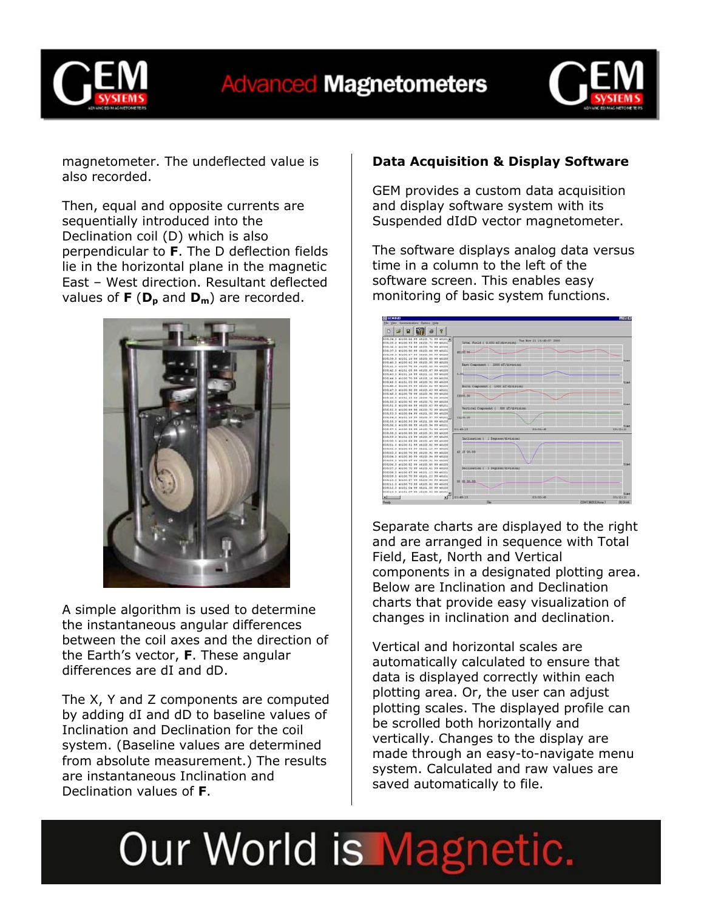magnetometer. The undeflected value is also recorded.

Then, equal and opposite currents are sequentially introduced into the Declination coil (D) which is also perpendicular to **F**. The D deflection fields lie in the horizontal plane in the magnetic East – West direction. Resultant deflected values of **F** ($\mathbf{D_p}$ and $\mathbf{D_m}$) are recorded.

A simple algorithm is used to determine the instantaneous angular differences between the coil axes and the direction of the Earth's vector, **F**. These angular differences are dI and dD.

The X, Y and Z components are computed by adding dI and dD to baseline values of Inclination and Declination for the coil system. (Baseline values are determined from absolute measurement.) The results are instantaneous Inclination and Declination values of **F**.

**Data Acquisition & Display Software**

GEM provides a custom data acquisition and display software system with its Suspended dIdD vector magnetometer.

The software displays analog data versus time in a column to the left of the software screen. This enables easy monitoring of basic system functions.

Separate charts are displayed to the right and are arranged in sequence with Total Field, East, North and Vertical components in a designated plotting area. Below are Inclination and Declination charts that provide easy visualization of changes in inclination and declination.

Vertical and horizontal scales are automatically calculated to ensure that data is displayed correctly within each plotting area. Or, the user can adjust plotting scales. The displayed profile can be scrolled both horizontally and vertically. Changes to the display are made through an easy-to-navigate menu system. Calculated and raw values are saved automatically to file.